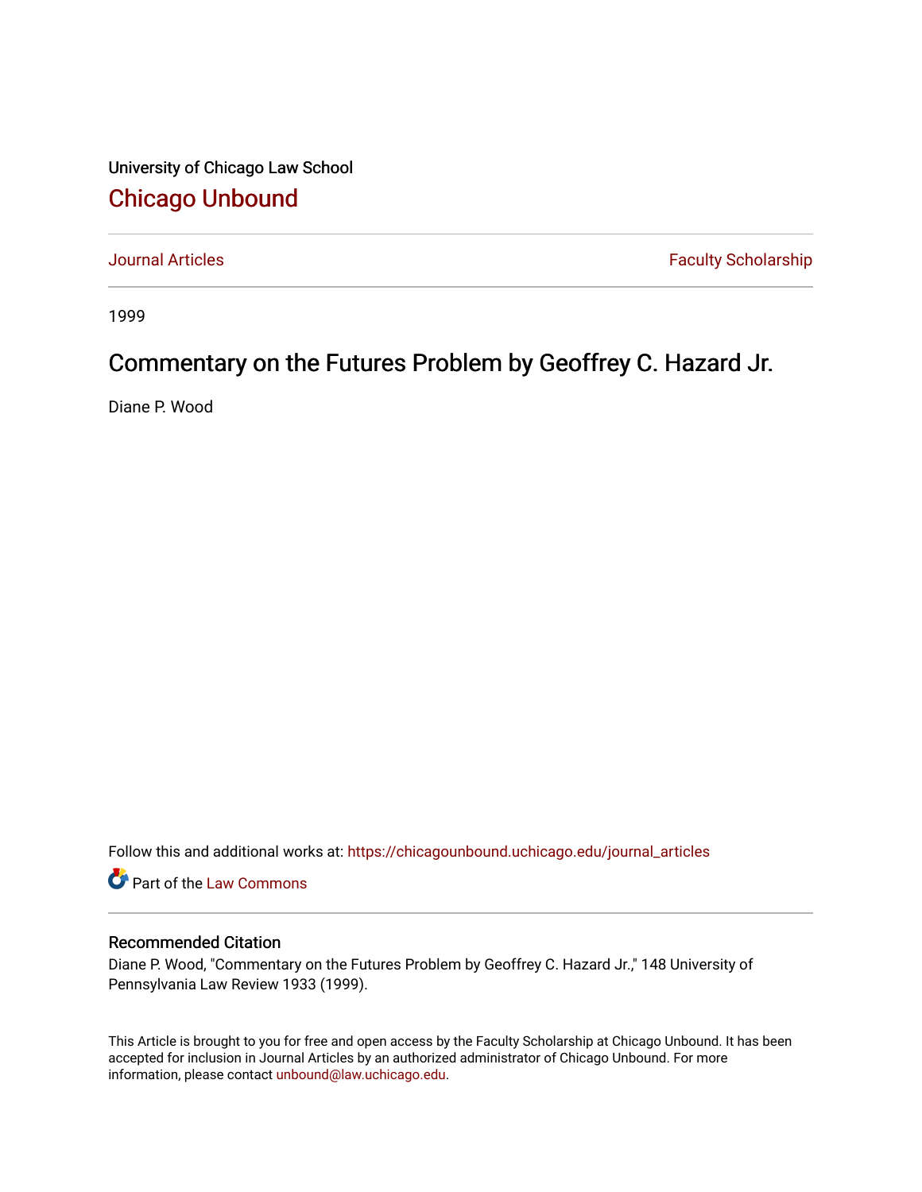University of Chicago Law School

## Chicago Unbound

Journal Articles | Faculty Scholarship

1999

# Commentary on the Futures Problem by Geoffrey C. Hazard Jr.

Diane P. Wood

Follow this and additional works at: https://chicagounbound.uchicago.edu/journal_articles

Part of the Law Commons

### Recommended Citation

Diane P. Wood, "Commentary on the Futures Problem by Geoffrey C. Hazard Jr.," 148 University of Pennsylvania Law Review 1933 (1999).

This Article is brought to you for free and open access by the Faculty Scholarship at Chicago Unbound. It has been accepted for inclusion in Journal Articles by an authorized administrator of Chicago Unbound. For more information, please contact unbound@law.uchicago.edu.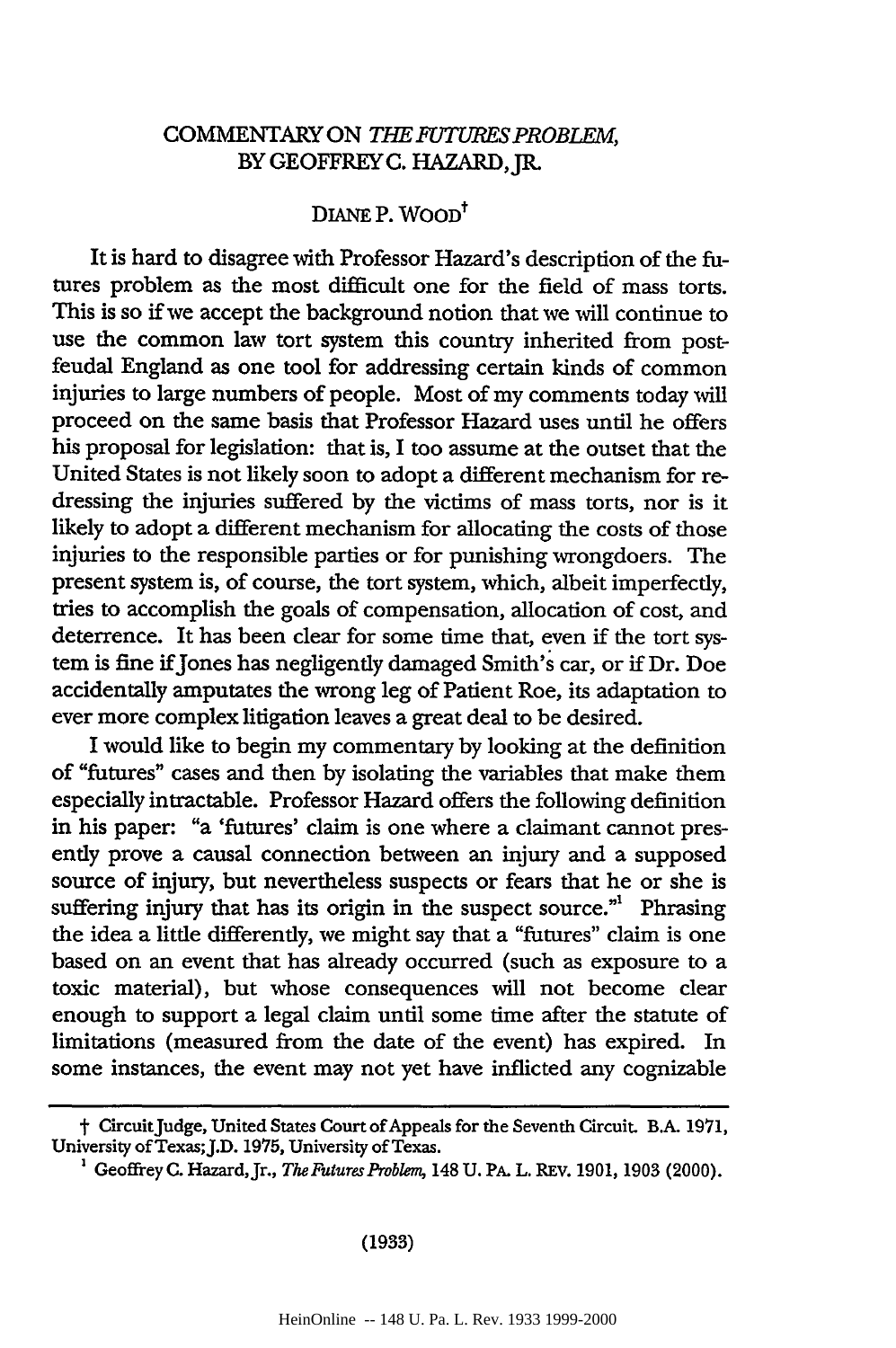# COMMENTARY ON *THE FUTURES PROBLEM*, BY GEOFFREY C. HAZARD, JR.

DIANE P. WOOD[†]

It is hard to disagree with Professor Hazard's description of the futures problem as the most difficult one for the field of mass torts. This is so if we accept the background notion that we will continue to use the common law tort system this country inherited from post-feudal England as one tool for addressing certain kinds of common injuries to large numbers of people. Most of my comments today will proceed on the same basis that Professor Hazard uses until he offers his proposal for legislation: that is, I too assume at the outset that the United States is not likely soon to adopt a different mechanism for redressing the injuries suffered by the victims of mass torts, nor is it likely to adopt a different mechanism for allocating the costs of those injuries to the responsible parties or for punishing wrongdoers. The present system is, of course, the tort system, which, albeit imperfectly, tries to accomplish the goals of compensation, allocation of cost, and deterrence. It has been clear for some time that, even if the tort system is fine if Jones has negligently damaged Smith's car, or if Dr. Doe accidentally amputates the wrong leg of Patient Roe, its adaptation to ever more complex litigation leaves a great deal to be desired.

I would like to begin my commentary by looking at the definition of "futures" cases and then by isolating the variables that make them especially intractable. Professor Hazard offers the following definition in his paper: "a 'futures' claim is one where a claimant cannot presently prove a causal connection between an injury and a supposed source of injury, but nevertheless suspects or fears that he or she is suffering injury that has its origin in the suspect source."[1] Phrasing the idea a little differently, we might say that a "futures" claim is one based on an event that has already occurred (such as exposure to a toxic material), but whose consequences will not become clear enough to support a legal claim until some time after the statute of limitations (measured from the date of the event) has expired. In some instances, the event may not yet have inflicted any cognizable

---

† Circuit Judge, United States Court of Appeals for the Seventh Circuit. B.A. 1971, University of Texas; J.D. 1975, University of Texas.

[1] Geoffrey C. Hazard, Jr., *The Futures Problem*, 148 U. PA. L. REV. 1901, 1903 (2000).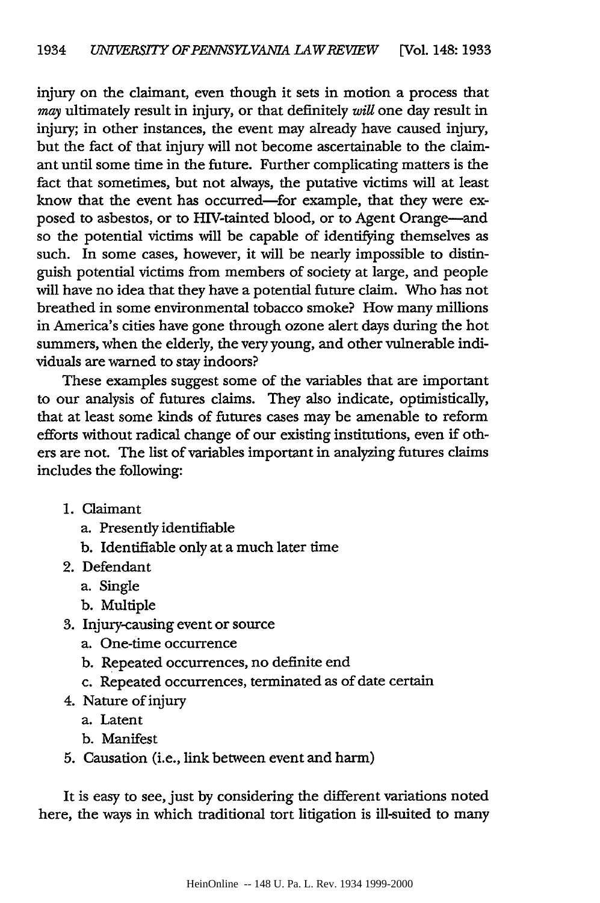injury on the claimant, even though it sets in motion a process that *may* ultimately result in injury, or that definitely *will* one day result in injury; in other instances, the event may already have caused injury, but the fact of that injury will not become ascertainable to the claimant until some time in the future. Further complicating matters is the fact that sometimes, but not always, the putative victims will at least know that the event has occurred—for example, that they were exposed to asbestos, or to HIV-tainted blood, or to Agent Orange—and so the potential victims will be capable of identifying themselves as such. In some cases, however, it will be nearly impossible to distinguish potential victims from members of society at large, and people will have no idea that they have a potential future claim. Who has not breathed in some environmental tobacco smoke? How many millions in America's cities have gone through ozone alert days during the hot summers, when the elderly, the very young, and other vulnerable individuals are warned to stay indoors?

These examples suggest some of the variables that are important to our analysis of futures claims. They also indicate, optimistically, that at least some kinds of futures cases may be amenable to reform efforts without radical change of our existing institutions, even if others are not. The list of variables important in analyzing futures claims includes the following:

1. Claimant
   a. Presently identifiable
   b. Identifiable only at a much later time
2. Defendant
   a. Single
   b. Multiple
3. Injury-causing event or source
   a. One-time occurrence
   b. Repeated occurrences, no definite end
   c. Repeated occurrences, terminated as of date certain
4. Nature of injury
   a. Latent
   b. Manifest
5. Causation (i.e., link between event and harm)

It is easy to see, just by considering the different variations noted here, the ways in which traditional tort litigation is ill-suited to many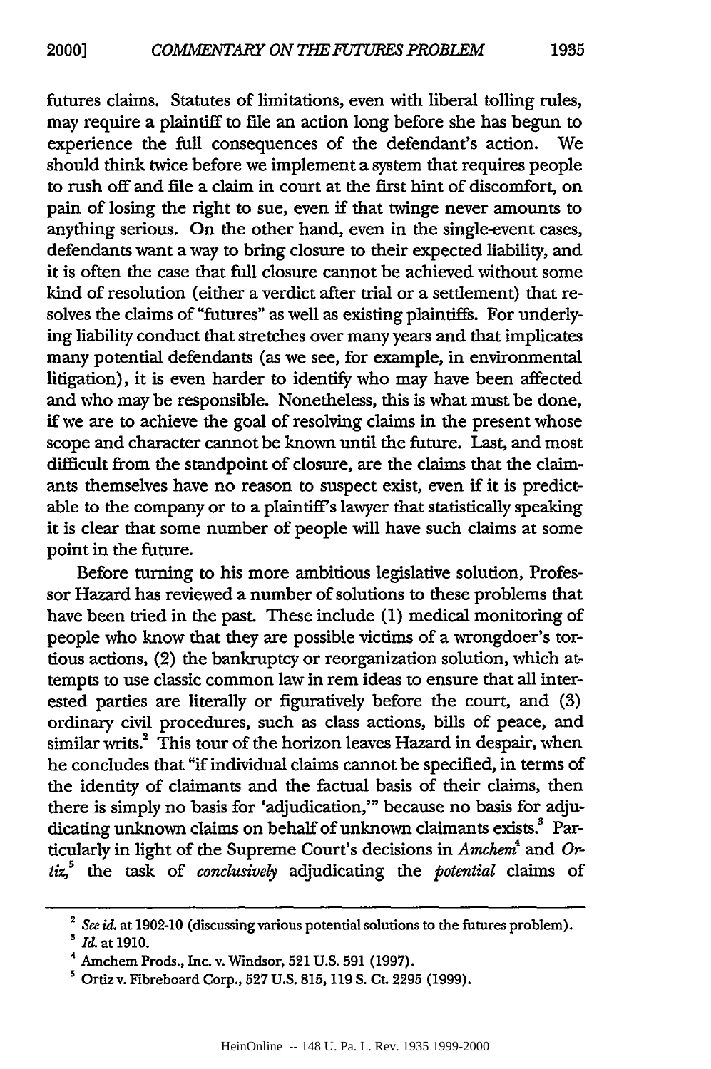futures claims. Statutes of limitations, even with liberal tolling rules, may require a plaintiff to file an action long before she has begun to experience the full consequences of the defendant's action. We should think twice before we implement a system that requires people to rush off and file a claim in court at the first hint of discomfort, on pain of losing the right to sue, even if that twinge never amounts to anything serious. On the other hand, even in the single-event cases, defendants want a way to bring closure to their expected liability, and it is often the case that full closure cannot be achieved without some kind of resolution (either a verdict after trial or a settlement) that resolves the claims of "futures" as well as existing plaintiffs. For underlying liability conduct that stretches over many years and that implicates many potential defendants (as we see, for example, in environmental litigation), it is even harder to identify who may have been affected and who may be responsible. Nonetheless, this is what must be done, if we are to achieve the goal of resolving claims in the present whose scope and character cannot be known until the future. Last, and most difficult from the standpoint of closure, are the claims that the claimants themselves have no reason to suspect exist, even if it is predictable to the company or to a plaintiff's lawyer that statistically speaking it is clear that some number of people will have such claims at some point in the future.

Before turning to his more ambitious legislative solution, Professor Hazard has reviewed a number of solutions to these problems that have been tried in the past. These include (1) medical monitoring of people who know that they are possible victims of a wrongdoer's tortious actions, (2) the bankruptcy or reorganization solution, which attempts to use classic common law in rem ideas to ensure that all interested parties are literally or figuratively before the court, and (3) ordinary civil procedures, such as class actions, bills of peace, and similar writs.[2] This tour of the horizon leaves Hazard in despair, when he concludes that "if individual claims cannot be specified, in terms of the identity of claimants and the factual basis of their claims, then there is simply no basis for 'adjudication,'" because no basis for adjudicating unknown claims on behalf of unknown claimants exists.[3] Particularly in light of the Supreme Court's decisions in *Amchem*[4] and *Ortiz*,[5] the task of *conclusively* adjudicating the *potential* claims of

---

[2] *See id.* at 1902-10 (discussing various potential solutions to the futures problem).

[3] *Id.* at 1910.

[4] Amchem Prods., Inc. v. Windsor, 521 U.S. 591 (1997).

[5] Ortiz v. Fibreboard Corp., 527 U.S. 815, 119 S. Ct. 2295 (1999).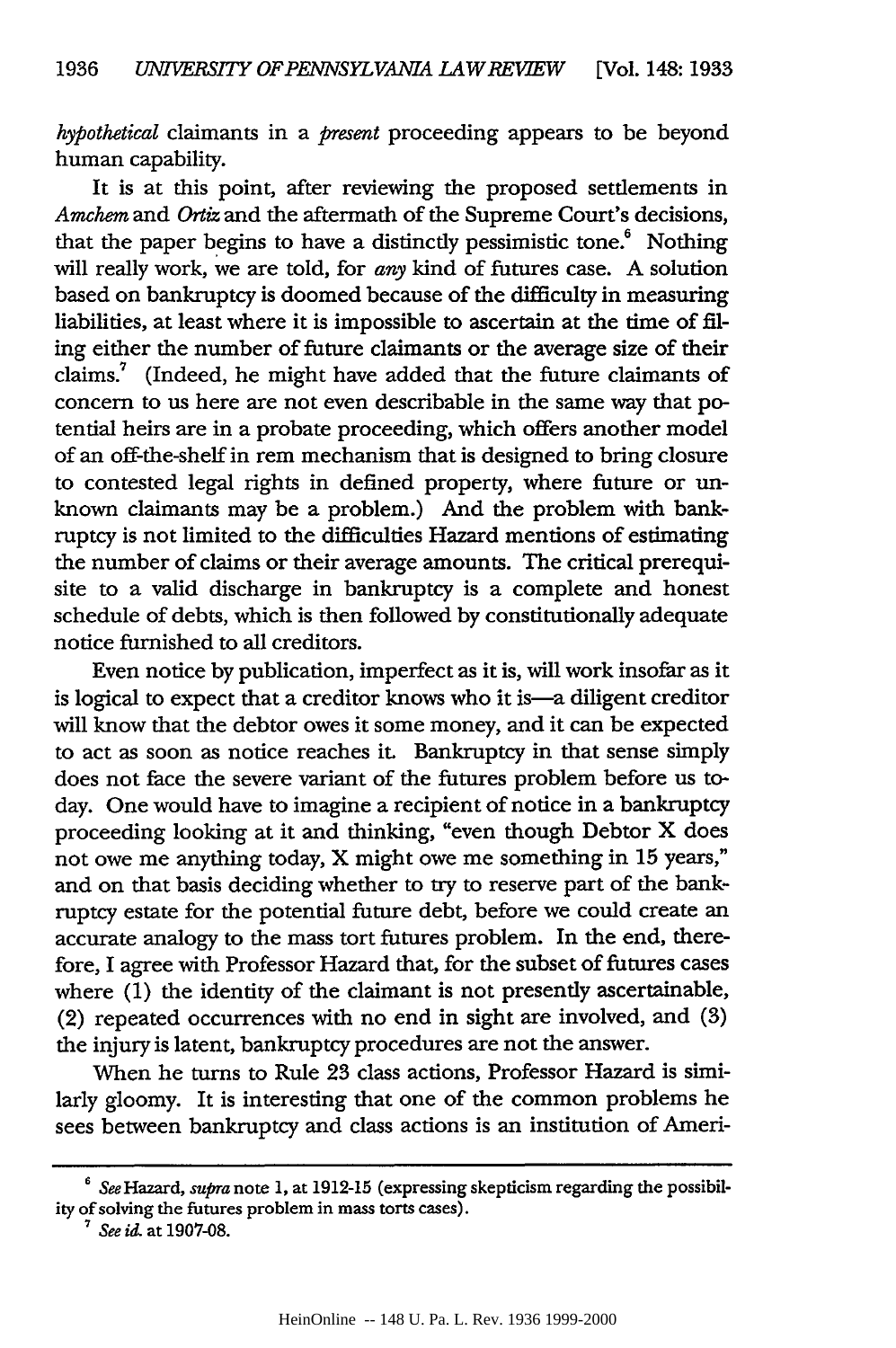*hypothetical* claimants in a *present* proceeding appears to be beyond human capability.

It is at this point, after reviewing the proposed settlements in *Amchem* and *Ortiz* and the aftermath of the Supreme Court's decisions, that the paper begins to have a distinctly pessimistic tone.[6] Nothing will really work, we are told, for *any* kind of futures case. A solution based on bankruptcy is doomed because of the difficulty in measuring liabilities, at least where it is impossible to ascertain at the time of filing either the number of future claimants or the average size of their claims.[7] (Indeed, he might have added that the future claimants of concern to us here are not even describable in the same way that potential heirs are in a probate proceeding, which offers another model of an off-the-shelf in rem mechanism that is designed to bring closure to contested legal rights in defined property, where future or unknown claimants may be a problem.) And the problem with bankruptcy is not limited to the difficulties Hazard mentions of estimating the number of claims or their average amounts. The critical prerequisite to a valid discharge in bankruptcy is a complete and honest schedule of debts, which is then followed by constitutionally adequate notice furnished to all creditors.

Even notice by publication, imperfect as it is, will work insofar as it is logical to expect that a creditor knows who it is—a diligent creditor will know that the debtor owes it some money, and it can be expected to act as soon as notice reaches it. Bankruptcy in that sense simply does not face the severe variant of the futures problem before us today. One would have to imagine a recipient of notice in a bankruptcy proceeding looking at it and thinking, "even though Debtor X does not owe me anything today, X might owe me something in 15 years," and on that basis deciding whether to try to reserve part of the bankruptcy estate for the potential future debt, before we could create an accurate analogy to the mass tort futures problem. In the end, therefore, I agree with Professor Hazard that, for the subset of futures cases where (1) the identity of the claimant is not presently ascertainable, (2) repeated occurrences with no end in sight are involved, and (3) the injury is latent, bankruptcy procedures are not the answer.

When he turns to Rule 23 class actions, Professor Hazard is similarly gloomy. It is interesting that one of the common problems he sees between bankruptcy and class actions is an institution of Ameri-

---

[6] *See* Hazard, *supra* note 1, at 1912-15 (expressing skepticism regarding the possibility of solving the futures problem in mass torts cases).

[7] *See id.* at 1907-08.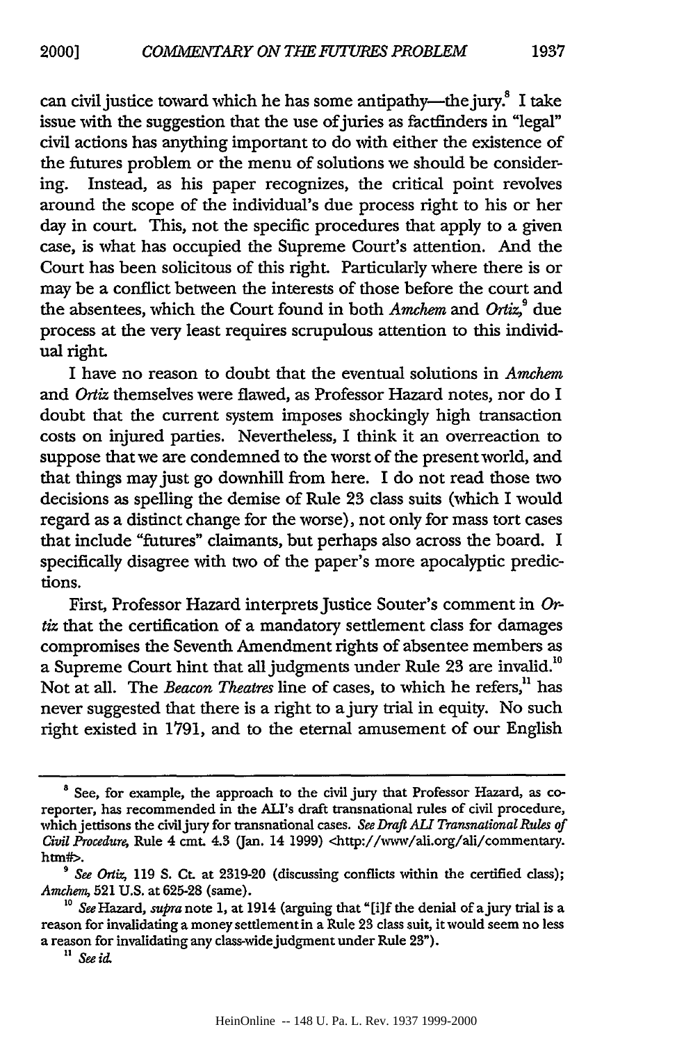can civil justice toward which he has some antipathy—the jury.[8] I take issue with the suggestion that the use of juries as factfinders in "legal" civil actions has anything important to do with either the existence of the futures problem or the menu of solutions we should be considering. Instead, as his paper recognizes, the critical point revolves around the scope of the individual's due process right to his or her day in court. This, not the specific procedures that apply to a given case, is what has occupied the Supreme Court's attention. And the Court has been solicitous of this right. Particularly where there is or may be a conflict between the interests of those before the court and the absentees, which the Court found in both *Amchem* and *Ortiz*,[9] due process at the very least requires scrupulous attention to this individual right.

I have no reason to doubt that the eventual solutions in *Amchem* and *Ortiz* themselves were flawed, as Professor Hazard notes, nor do I doubt that the current system imposes shockingly high transaction costs on injured parties. Nevertheless, I think it an overreaction to suppose that we are condemned to the worst of the present world, and that things may just go downhill from here. I do not read those two decisions as spelling the demise of Rule 23 class suits (which I would regard as a distinct change for the worse), not only for mass tort cases that include "futures" claimants, but perhaps also across the board. I specifically disagree with two of the paper's more apocalyptic predictions.

First, Professor Hazard interprets Justice Souter's comment in *Ortiz* that the certification of a mandatory settlement class for damages compromises the Seventh Amendment rights of absentee members as a Supreme Court hint that all judgments under Rule 23 are invalid.[10] Not at all. The *Beacon Theatres* line of cases, to which he refers,[11] has never suggested that there is a right to a jury trial in equity. No such right existed in 1791, and to the eternal amusement of our English

---

[8] See, for example, the approach to the civil jury that Professor Hazard, as co-reporter, has recommended in the ALI's draft transnational rules of civil procedure, which jettisons the civil jury for transnational cases. *See Draft ALI Transnational Rules of Civil Procedure*, Rule 4 cmt. 4.3 (Jan. 14 1999) <http://www/ali.org/ali/commentary.htm#>.

[9] *See Ortiz*, 119 S. Ct. at 2319-20 (discussing conflicts within the certified class); *Amchem*, 521 U.S. at 625-28 (same).

[10] *See* Hazard, *supra* note 1, at 1914 (arguing that "[i]f the denial of a jury trial is a reason for invalidating a money settlement in a Rule 23 class suit, it would seem no less a reason for invalidating any class-wide judgment under Rule 23").

[11] *See id.*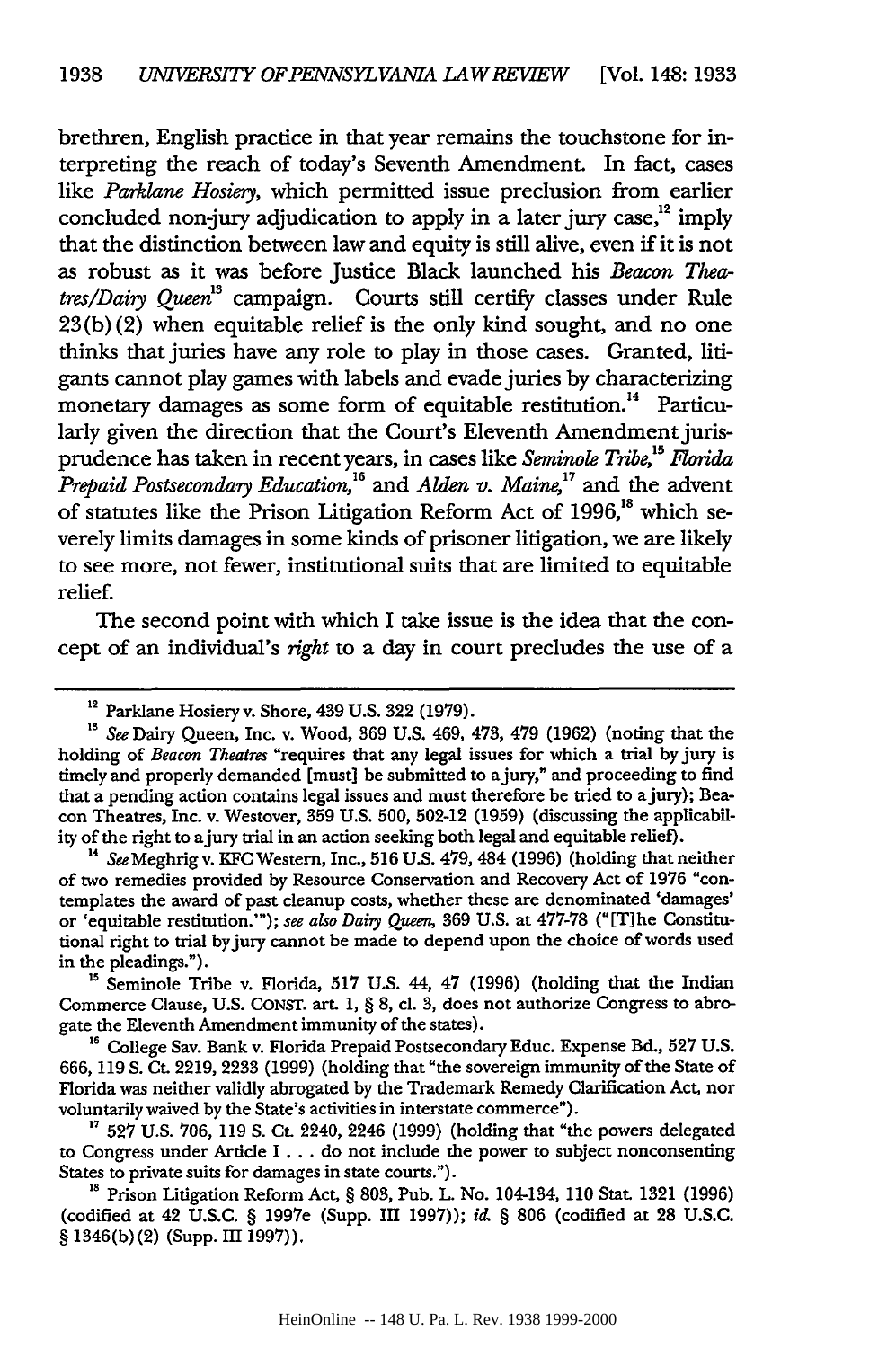brethren, English practice in that year remains the touchstone for interpreting the reach of today's Seventh Amendment. In fact, cases like *Parklane Hosiery*, which permitted issue preclusion from earlier concluded non-jury adjudication to apply in a later jury case,[12] imply that the distinction between law and equity is still alive, even if it is not as robust as it was before Justice Black launched his *Beacon Theatres/Dairy Queen*[13] campaign. Courts still certify classes under Rule 23(b)(2) when equitable relief is the only kind sought, and no one thinks that juries have any role to play in those cases. Granted, litigants cannot play games with labels and evade juries by characterizing monetary damages as some form of equitable restitution.[14] Particularly given the direction that the Court's Eleventh Amendment jurisprudence has taken in recent years, in cases like *Seminole Tribe*,[15] *Florida Prepaid Postsecondary Education*,[16] and *Alden v. Maine*,[17] and the advent of statutes like the Prison Litigation Reform Act of 1996,[18] which severely limits damages in some kinds of prisoner litigation, we are likely to see more, not fewer, institutional suits that are limited to equitable relief.

The second point with which I take issue is the idea that the concept of an individual's *right* to a day in court precludes the use of a

---

[12] Parklane Hosiery v. Shore, 439 U.S. 322 (1979).

[13] *See* Dairy Queen, Inc. v. Wood, 369 U.S. 469, 473, 479 (1962) (noting that the holding of *Beacon Theatres* "requires that any legal issues for which a trial by jury is timely and properly demanded [must] be submitted to a jury," and proceeding to find that a pending action contains legal issues and must therefore be tried to a jury); Beacon Theatres, Inc. v. Westover, 359 U.S. 500, 502-12 (1959) (discussing the applicability of the right to a jury trial in an action seeking both legal and equitable relief).

[14] *See* Meghrig v. KFC Western, Inc., 516 U.S. 479, 484 (1996) (holding that neither of two remedies provided by Resource Conservation and Recovery Act of 1976 "contemplates the award of past cleanup costs, whether these are denominated 'damages' or 'equitable restitution.'"); *see also Dairy Queen*, 369 U.S. at 477-78 ("[T]he Constitutional right to trial by jury cannot be made to depend upon the choice of words used in the pleadings.").

[15] Seminole Tribe v. Florida, 517 U.S. 44, 47 (1996) (holding that the Indian Commerce Clause, U.S. CONST. art. 1, § 8, cl. 3, does not authorize Congress to abrogate the Eleventh Amendment immunity of the states).

[16] College Sav. Bank v. Florida Prepaid Postsecondary Educ. Expense Bd., 527 U.S. 666, 119 S. Ct. 2219, 2233 (1999) (holding that "the sovereign immunity of the State of Florida was neither validly abrogated by the Trademark Remedy Clarification Act, nor voluntarily waived by the State's activities in interstate commerce").

[17] 527 U.S. 706, 119 S. Ct. 2240, 2246 (1999) (holding that "the powers delegated to Congress under Article I . . . do not include the power to subject nonconsenting States to private suits for damages in state courts.").

[18] Prison Litigation Reform Act, § 803, Pub. L. No. 104-134, 110 Stat. 1321 (1996) (codified at 42 U.S.C. § 1997e (Supp. III 1997)); *id.* § 806 (codified at 28 U.S.C. § 1346(b)(2) (Supp. III 1997)).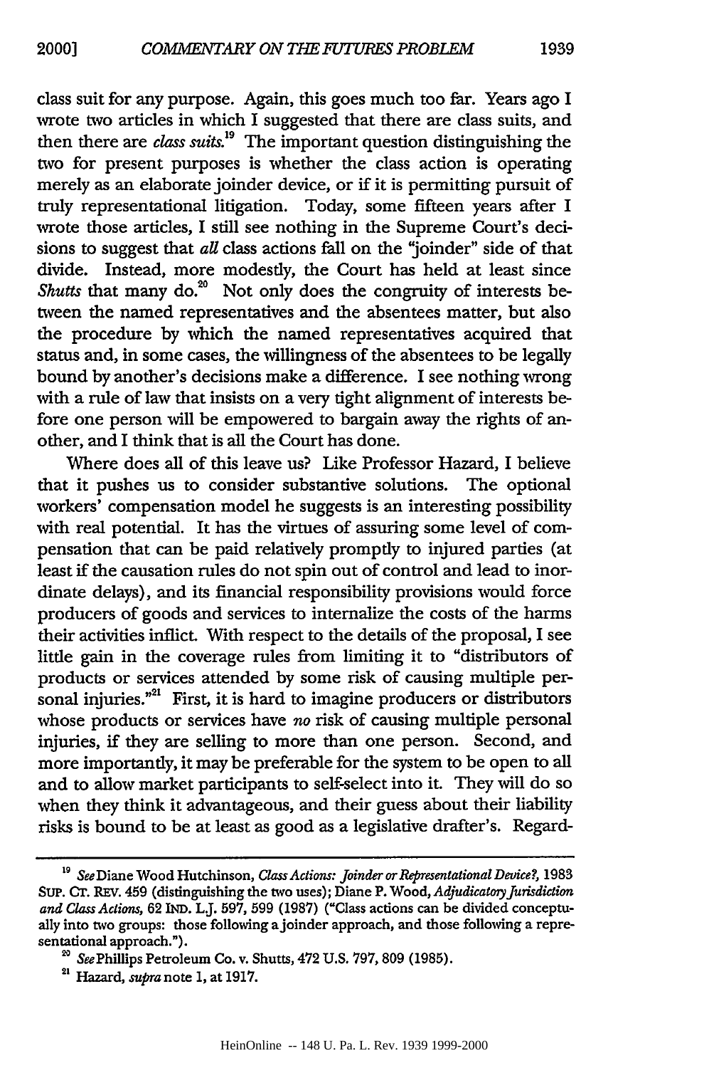class suit for any purpose. Again, this goes much too far. Years ago I wrote two articles in which I suggested that there are class suits, and then there are *class suits*.[19] The important question distinguishing the two for present purposes is whether the class action is operating merely as an elaborate joinder device, or if it is permitting pursuit of truly representational litigation. Today, some fifteen years after I wrote those articles, I still see nothing in the Supreme Court's decisions to suggest that *all* class actions fall on the "joinder" side of that divide. Instead, more modestly, the Court has held at least since *Shutts* that many do.[20] Not only does the congruity of interests between the named representatives and the absentees matter, but also the procedure by which the named representatives acquired that status and, in some cases, the willingness of the absentees to be legally bound by another's decisions make a difference. I see nothing wrong with a rule of law that insists on a very tight alignment of interests before one person will be empowered to bargain away the rights of another, and I think that is all the Court has done.

Where does all of this leave us? Like Professor Hazard, I believe that it pushes us to consider substantive solutions. The optional workers' compensation model he suggests is an interesting possibility with real potential. It has the virtues of assuring some level of compensation that can be paid relatively promptly to injured parties (at least if the causation rules do not spin out of control and lead to inordinate delays), and its financial responsibility provisions would force producers of goods and services to internalize the costs of the harms their activities inflict. With respect to the details of the proposal, I see little gain in the coverage rules from limiting it to "distributors of products or services attended by some risk of causing multiple personal injuries."[21] First, it is hard to imagine producers or distributors whose products or services have *no* risk of causing multiple personal injuries, if they are selling to more than one person. Second, and more importantly, it may be preferable for the system to be open to all and to allow market participants to self-select into it. They will do so when they think it advantageous, and their guess about their liability risks is bound to be at least as good as a legislative drafter's. Regard-

---

[19] *See* Diane Wood Hutchinson, *Class Actions: Joinder or Representational Device?*, 1983 SUP. CT. REV. 459 (distinguishing the two uses); Diane P. Wood, *Adjudicatory Jurisdiction and Class Actions*, 62 IND. L.J. 597, 599 (1987) ("Class actions can be divided conceptually into two groups: those following a joinder approach, and those following a representational approach.").

[20] *See* Phillips Petroleum Co. v. Shutts, 472 U.S. 797, 809 (1985).

[21] Hazard, *supra* note 1, at 1917.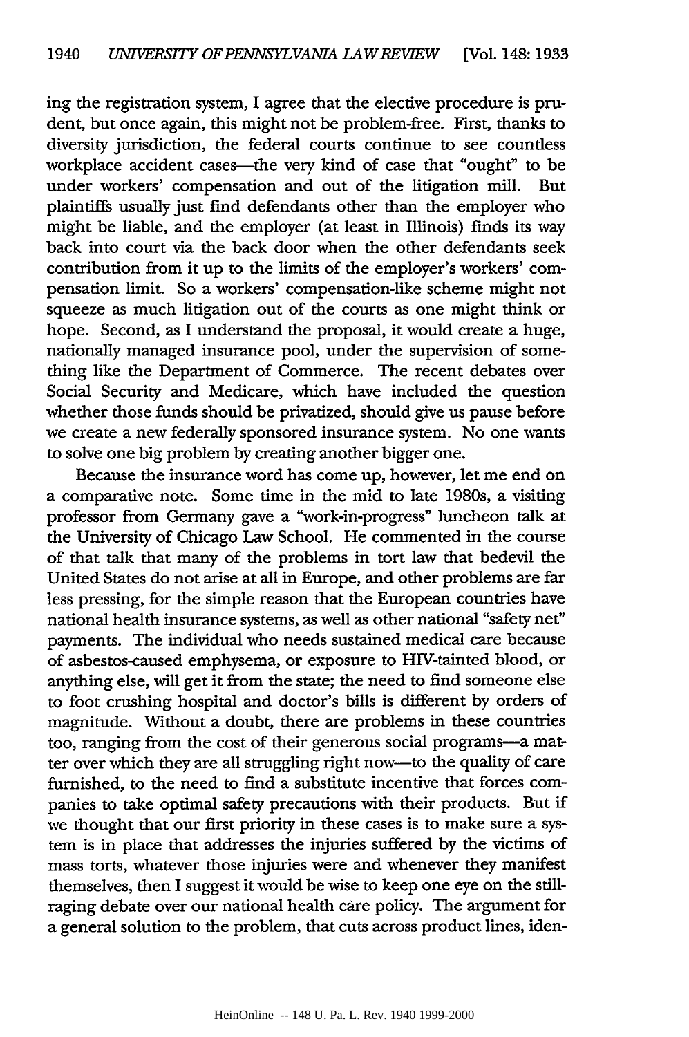ing the registration system, I agree that the elective procedure is prudent, but once again, this might not be problem-free. First, thanks to diversity jurisdiction, the federal courts continue to see countless workplace accident cases—the very kind of case that "ought" to be under workers' compensation and out of the litigation mill. But plaintiffs usually just find defendants other than the employer who might be liable, and the employer (at least in Illinois) finds its way back into court via the back door when the other defendants seek contribution from it up to the limits of the employer's workers' compensation limit. So a workers' compensation-like scheme might not squeeze as much litigation out of the courts as one might think or hope. Second, as I understand the proposal, it would create a huge, nationally managed insurance pool, under the supervision of something like the Department of Commerce. The recent debates over Social Security and Medicare, which have included the question whether those funds should be privatized, should give us pause before we create a new federally sponsored insurance system. No one wants to solve one big problem by creating another bigger one.

Because the insurance word has come up, however, let me end on a comparative note. Some time in the mid to late 1980s, a visiting professor from Germany gave a "work-in-progress" luncheon talk at the University of Chicago Law School. He commented in the course of that talk that many of the problems in tort law that bedevil the United States do not arise at all in Europe, and other problems are far less pressing, for the simple reason that the European countries have national health insurance systems, as well as other national "safety net" payments. The individual who needs sustained medical care because of asbestos-caused emphysema, or exposure to HIV-tainted blood, or anything else, will get it from the state; the need to find someone else to foot crushing hospital and doctor's bills is different by orders of magnitude. Without a doubt, there are problems in these countries too, ranging from the cost of their generous social programs—a matter over which they are all struggling right now—to the quality of care furnished, to the need to find a substitute incentive that forces companies to take optimal safety precautions with their products. But if we thought that our first priority in these cases is to make sure a system is in place that addresses the injuries suffered by the victims of mass torts, whatever those injuries were and whenever they manifest themselves, then I suggest it would be wise to keep one eye on the still-raging debate over our national health care policy. The argument for a general solution to the problem, that cuts across product lines, iden-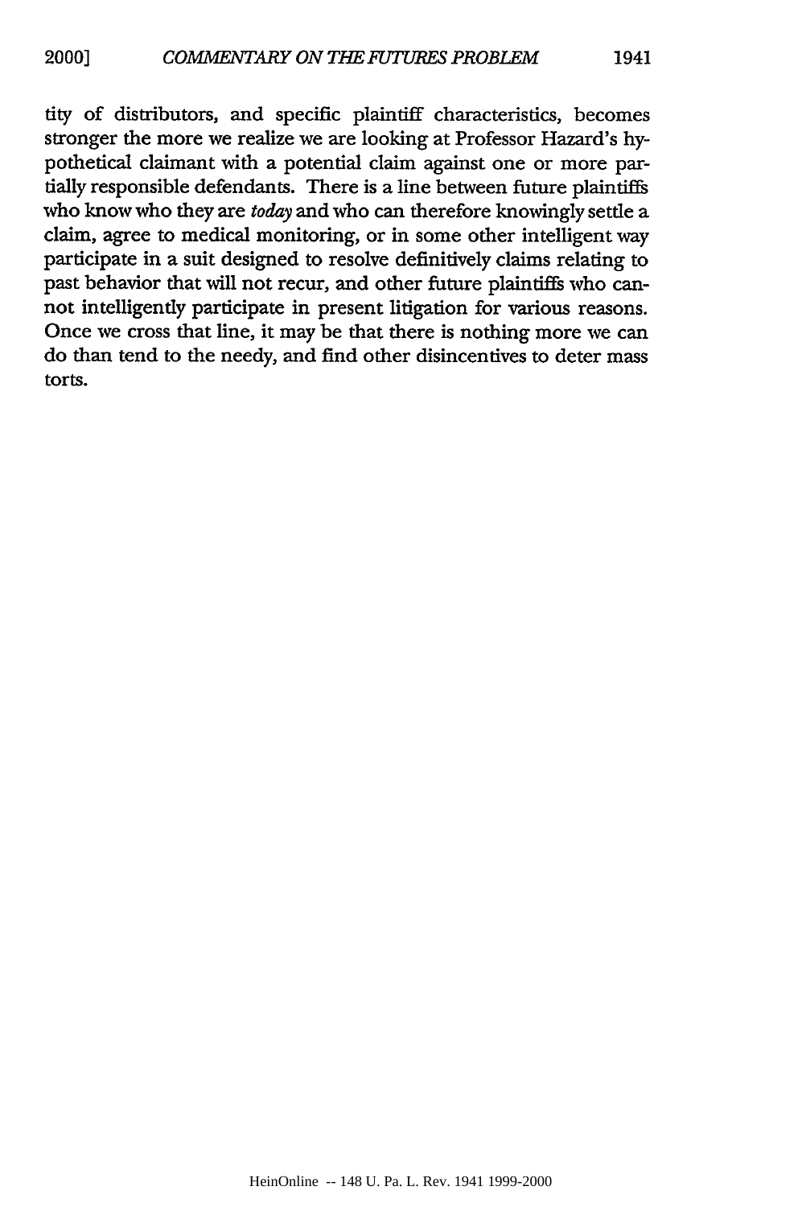tity of distributors, and specific plaintiff characteristics, becomes stronger the more we realize we are looking at Professor Hazard's hypothetical claimant with a potential claim against one or more partially responsible defendants. There is a line between future plaintiffs who know who they are *today* and who can therefore knowingly settle a claim, agree to medical monitoring, or in some other intelligent way participate in a suit designed to resolve definitively claims relating to past behavior that will not recur, and other future plaintiffs who cannot intelligently participate in present litigation for various reasons. Once we cross that line, it may be that there is nothing more we can do than tend to the needy, and find other disincentives to deter mass torts.